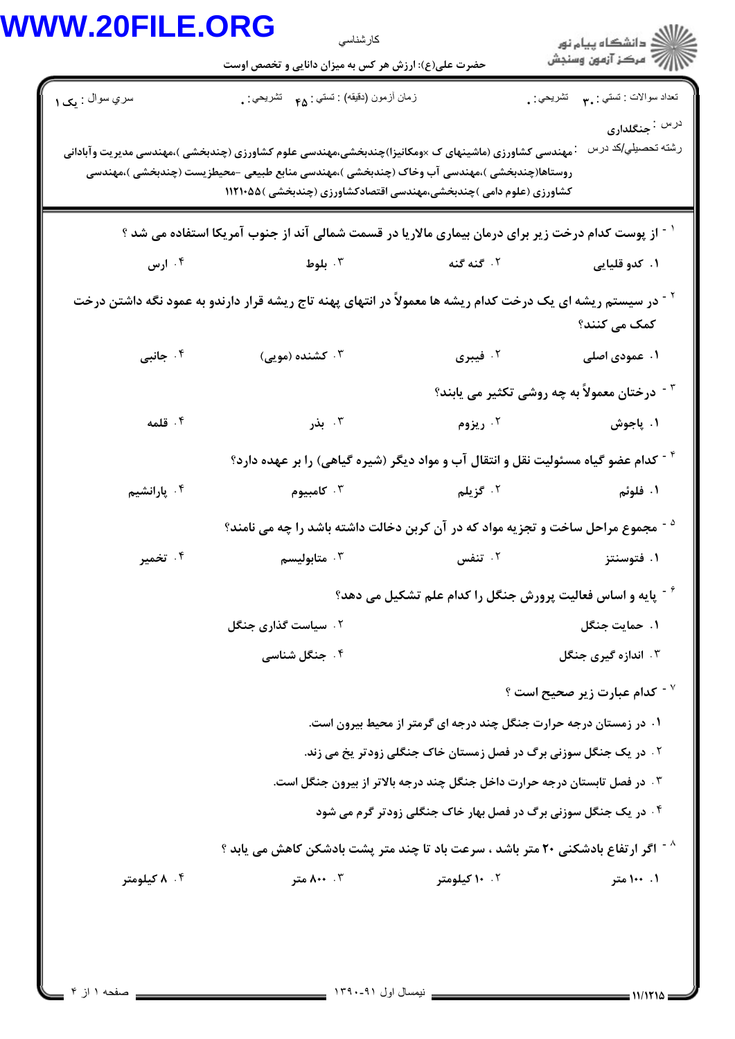کارشناسی

حضرت علی(ع): ارزش هر کس به میزان دانایی و تخصص اوست

دانشگاه پیام نور
مرکز آزمون وسنجش

| سري سوال : یک ۱ | زمان آزمون (دقیقه) : تستی : ۴۵ تشریحی : ۰ | تعداد سوالات : تستی : ۳۰ تشریحی : ۰ |
|---|---|---|

درس : جنگلداری

رشته تحصیلی/کد درس : مهندسی کشاورزی (ماشینهای ک ×ومکانیزا)چندبخشی،مهندسی علوم کشاورزی (چندبخشی )،مهندسی مدیریت وآبادانی روستاها(چندبخشی )،مهندسی آب وخاک (چندبخشی )،مهندسی منابع طبیعی -محیطزیست (چندبخشی )،مهندسی کشاورزی (علوم دامی )چندبخشی،مهندسی اقتصادکشاورزی (چندبخشی )۱۱۲۱۰۵۵

۱- از پوست کدام درخت زیر برای درمان بیماری مالاریا در قسمت شمالی آند از جنوب آمریکا استفاده می شد ؟

۱. کدو قلیایی ۲. گنه گنه ۳. بلوط ۴. ارس

۲- در سیستم ریشه ای یک درخت کدام ریشه ها معمولاً در انتهای پهنه تاج ریشه قرار دارندو به عمود نگه داشتن درخت کمک می کنند؟

۱. عمودی اصلی ۲. فیبری ۳. کشنده (مویی) ۴. جانبی

۳- درختان معمولاً به چه روشی تکثیر می یابند؟

۱. پاجوش ۲. ریزوم ۳. بذر ۴. قلمه

۴- کدام عضو گیاه مسئولیت نقل و انتقال آب و مواد دیگر (شیره گیاهی) را بر عهده دارد؟

۱. فلوئم ۲. گزیلم ۳. کامبیوم ۴. پارانشیم

۵- مجموع مراحل ساخت و تجزیه مواد که در آن کربن دخالت داشته باشد را چه می نامند؟

۱. فتوسنتز ۲. تنفس ۳. متابولیسم ۴. تخمیر

۶- پایه و اساس فعالیت پرورش جنگل را کدام علم تشکیل می دهد؟

۱. حمایت جنگل ۲. سیاست گذاری جنگل ۳. اندازه گیری جنگل ۴. جنگل شناسی

۷- کدام عبارت زیر صحیح است ؟

۱. در زمستان درجه حرارت جنگل چند درجه ای گرمتر از محیط بیرون است.

۲. در یک جنگل سوزنی برگ در فصل زمستان خاک جنگلی زودتر یخ می زند.

۳. در فصل تابستان درجه حرارت داخل جنگل چند درجه بالاتر از بیرون جنگل است.

۴. در یک جنگل سوزنی برگ در فصل بهار خاک جنگلی زودتر گرم می شود

۸- اگر ارتفاع بادشکنی ۲۰ متر باشد ، سرعت باد تا چند متر پشت بادشکن کاهش می یابد ؟

۱. ۱۰۰ متر ۲. ۱۰ کیلومتر ۳. ۸۰۰ متر ۴. ۸ کیلومتر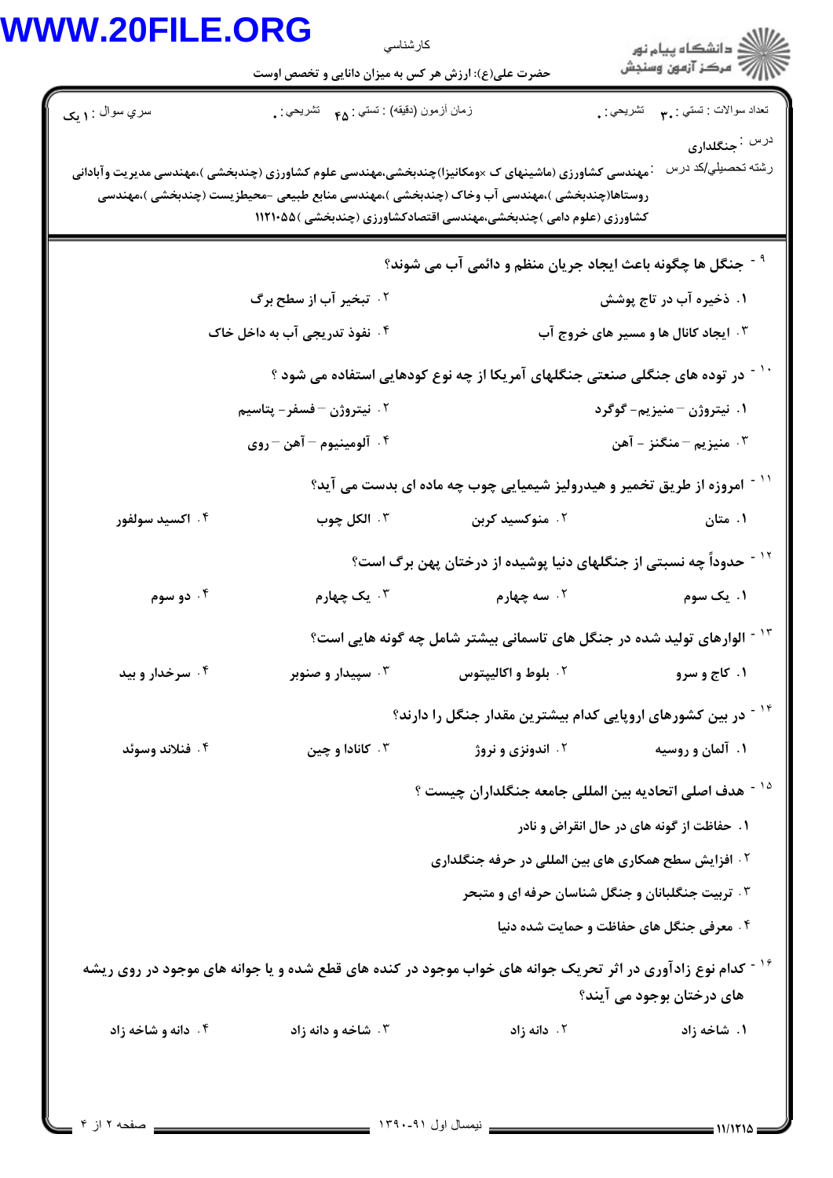حضرت علی(ع): ارزش هر کس به میزان دانایی و تخصص اوست

تعداد سوالات : تستی : ۳۰ تشریحی : ۰ | زمان آزمون (دقیقه) : تستی : ۴۵ تشریحی : ۰ | سري سوال : ۱ یک

درس : جنگلداری

رشته تحصیلی/کد درس : مهندسی کشاورزی (ماشینهای ک ×ومکانیزا)چندبخشی،مهندسی علوم کشاورزی (چندبخشی )،مهندسی مدیریت وآبادانی روستاها(چندبخشی )،مهندسی آب وخاک (چندبخشی )،مهندسی منابع طبیعی -محیطزیست (چندبخشی )،مهندسی کشاورزی (علوم دامی )چندبخشی،مهندسی اقتصادکشاورزی (چندبخشی )۱۱۲۱۰۵۵

۹ - جنگل ها چگونه باعث ایجاد جریان منظم و دائمی آب می شوند؟

۱. ذخیره آب در تاج پوشش

۲. تبخیر آب از سطح برگ

۳. ایجاد کانال ها و مسیر های خروج آب

۴. نفوذ تدریجی آب به داخل خاک

۱۰ - در توده های جنگلی صنعتی جنگلهای آمریکا از چه نوع کودهایی استفاده می شود ؟

۱. نیتروژن – منیزیم- گوگرد

۲. نیتروژن – فسفر- پتاسیم

۳. منیزیم – منگنز - آهن

۴. آلومینیوم – آهن – روی

۱۱ - امروزه از طریق تخمیر و هیدرولیز شیمیایی چوب چه ماده ای بدست می آید؟

۱. متان

۲. منوکسید کربن

۳. الکل چوب

۴. اکسید سولفور

۱۲ - حدوداً چه نسبتی از جنگلهای دنیا پوشیده از درختان پهن برگ است؟

۱. یک سوم

۲. سه چهارم

۳. یک چهارم

۴. دو سوم

۱۳ - الوارهای تولید شده در جنگل های تاسمانی بیشتر شامل چه گونه هایی است؟

۱. کاج و سرو

۲. بلوط و اکالیپتوس

۳. سپیدار و صنوبر

۴. سرخدار و بید

۱۴ - در بین کشورهای اروپایی کدام بیشترین مقدار جنگل را دارند؟

۱. آلمان و روسیه

۲. اندونزی و نروژ

۳. کانادا و چین

۴. فنلاند وسوئد

۱۵ - هدف اصلی اتحادیه بین المللی جامعه جنگلداران چیست ؟

۱. حفاظت از گونه های در حال انقراض و نادر

۲. افزایش سطح همکاری های بین المللی در حرفه جنگلداری

۳. تربیت جنگلبانان و جنگل شناسان حرفه ای و متبحر

۴. معرفی جنگل های حفاظت و حمایت شده دنیا

۱۶ - کدام نوع زادآوری در اثر تحریک جوانه های خواب موجود در کنده های قطع شده و یا جوانه های موجود در روی ریشه های درختان بوجود می آیند؟

۱. شاخه زاد

۲. دانه زاد

۳. شاخه و دانه زاد

۴. دانه و شاخه زاد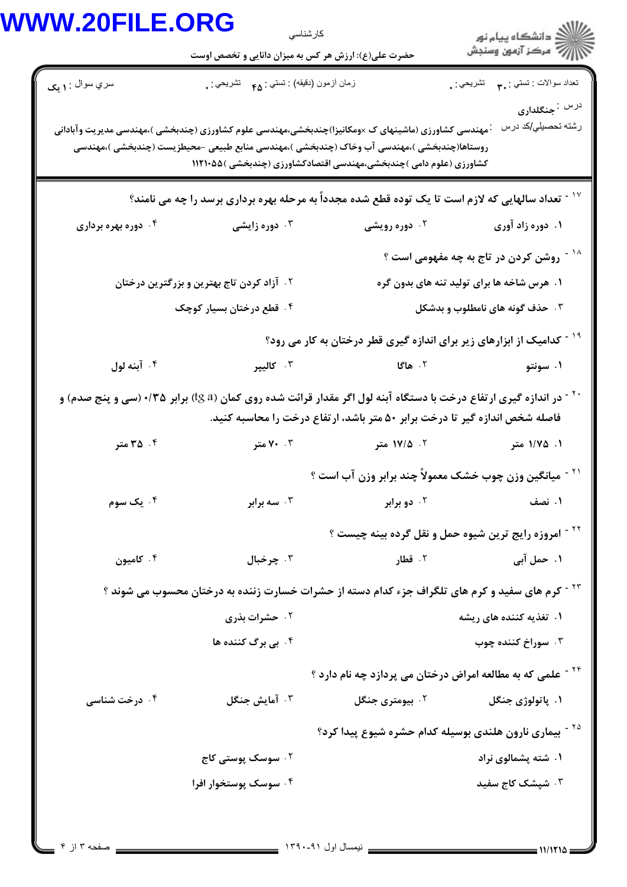کارشناسی

حضرت علی(ع): ارزش هر کس به میزان دانایی و تخصص اوست

دانشگاه پیام نور
مرکز آزمون وسنجش

سري سوال : ۱ یک | زمان آزمون (دقیقه) : تستی : ۴۵ تشریحی : ۰ | تعداد سوالات : تستی : ۳۰ تشریحی : ۰

درس : جنگلداری

رشته تحصیلی/کد درس : مهندسی کشاورزی (ماشینهای ک ×ومکانیزا)چندبخشی،مهندسی علوم کشاورزی (چندبخشی )،مهندسی مدیریت وآبادانی روستاها(چندبخشی )،مهندسی آب وخاک (چندبخشی )،مهندسی منابع طبیعی -محیطزیست (چندبخشی )،مهندسی کشاورزی (علوم دامی )چندبخشی،مهندسی اقتصادکشاورزی (چندبخشی ) ۱۱۲۱۰۵۵

۱۷- تعداد سالهایی که لازم است تا یک توده قطع شده مجدداً به مرحله بهره برداری برسد را چه می نامند؟

۱. دوره زاد آوری
۲. دوره رویشی
۳. دوره زایشی
۴. دوره بهره برداری

۱۸- روشن کردن در تاج به چه مفهومی است ؟

۱. هرس شاخه ها برای تولید تنه های بدون گره
۲. آزاد کردن تاج بهترین و بزرگترین درختان
۳. حذف گونه های نامطلوب و بدشکل
۴. قطع درختان بسیار کوچک

۱۹- کدامیک از ابزارهای زیر برای اندازه گیری قطر درختان به کار می رود؟

۱. سونتو
۲. هاگا
۳. کالیپر
۴. آبنه لول

۲۰- در اندازه گیری ارتفاع درخت با دستگاه آبنه لول اگر مقدار قرائت شده روی کمان (tg a) برابر ۰/۳۵ (سی و پنج صدم) و فاصله شخص اندازه گیر تا درخت برابر ۵۰ متر باشد، ارتفاع درخت را محاسبه کنید.

۱. ۱/۷۵ متر
۲. ۱۷/۵ متر
۳. ۷۰ متر
۴. ۳۵ متر

۲۱- میانگین وزن چوب خشک معمولاً چند برابر وزن آب است ؟

۱. نصف
۲. دو برابر
۳. سه برابر
۴. یک سوم

۲۲- امروزه رایج ترین شیوه حمل و نقل گرده بینه چیست ؟

۱. حمل آبی
۲. قطار
۳. چرخبال
۴. کامیون

۲۳- کرم های سفید و کرم های تلگراف جزء کدام دسته از حشرات خسارت زننده به درختان محسوب می شوند ؟

۱. تغذیه کننده های ریشه
۲. حشرات بذری
۳. سوراخ کننده چوب
۴. بی برگ کننده ها

۲۴- علمی که به مطالعه امراض درختان می پردازد چه نام دارد ؟

۱. پاتولوژی جنگل
۲. بیومتری جنگل
۳. آمایش جنگل
۴. درخت شناسی

۲۵- بیماری نارون هلندی بوسیله کدام حشره شیوع پیدا کرد؟

۱. شته پشمالوی نراد
۲. سوسک پوستی کاج
۳. شپشک کاج سفید
۴. سوسک پوستخوار افرا

نیمسال اول ۹۱-۱۳۹۰

۱۱/۱۲۱۵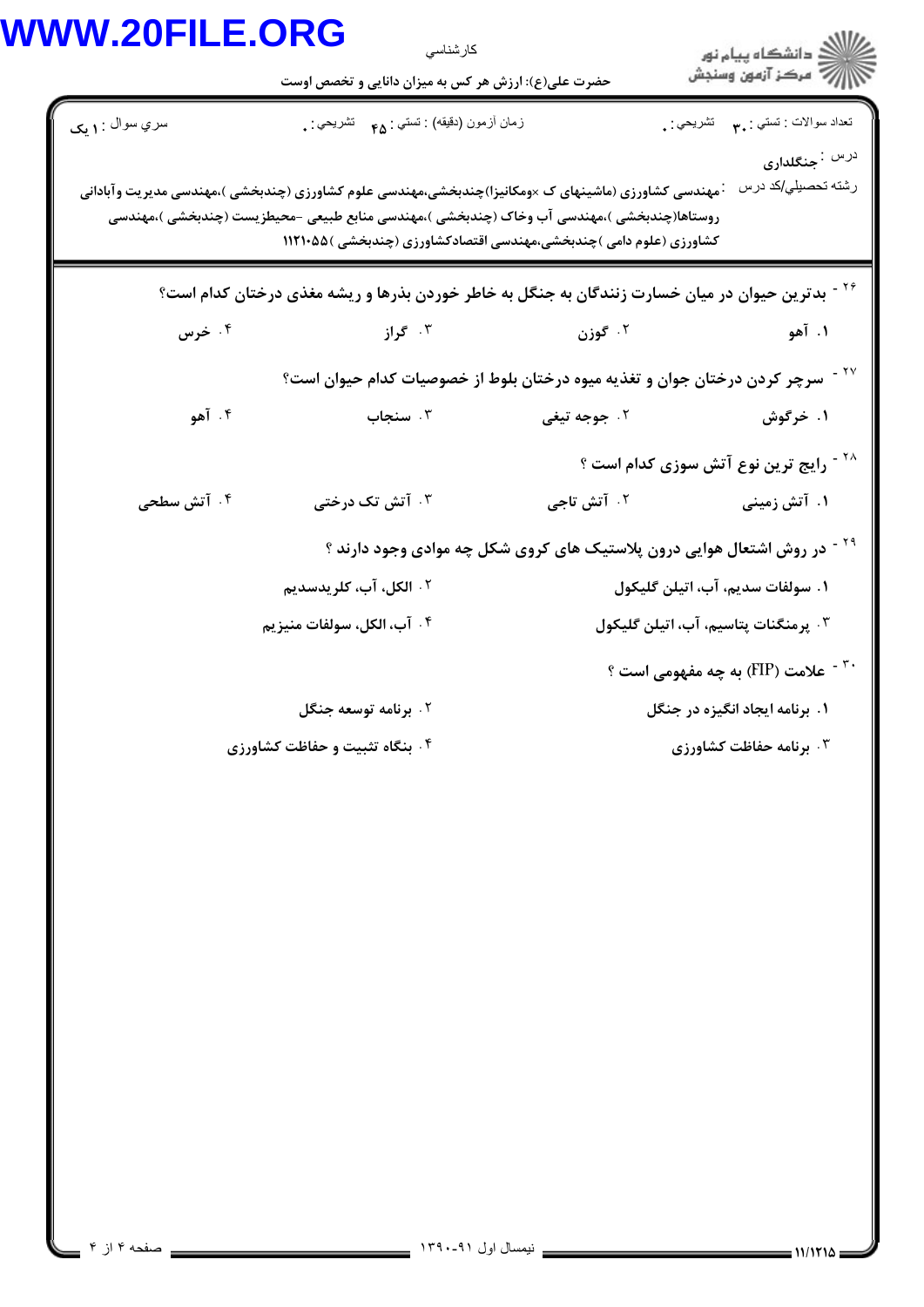کارشناسی

حضرت علی(ع): ارزش هر کس به میزان دانایی و تخصص اوست

تعداد سوالات: تستی: ۳۰ تشریحی: ۰ | زمان آزمون (دقیقه): تستی: ۴۵ تشریحی: ۰ | سري سوال: ۱ یک

درس: جنگلداری

رشته تحصیلي/کد درس: مهندسی کشاورزی (ماشینهای ک ×ومکانیزا)چندبخشی،مهندسی علوم کشاورزی (چندبخشی )،مهندسی مدیریت وآبادانی روستاها(چندبخشی )،مهندسی آب وخاک (چندبخشی )،مهندسی منابع طبیعی -محیطزیست (چندبخشی )،مهندسی کشاورزی (علوم دامی )چندبخشی،مهندسی اقتصادکشاورزی (چندبخشی )۱۱۲۱۰۵۵

۲۶- بدترین حیوان در میان خسارت زنندگان به جنگل به خاطر خوردن بذرها و ریشه مغذی درختان کدام است؟

۱. آهو
۲. گوزن
۳. گراز
۴. خرس

۲۷- سرچر کردن درختان جوان و تغذیه میوه درختان بلوط از خصوصیات کدام حیوان است؟

۱. خرگوش
۲. جوجه تیغی
۳. سنجاب
۴. آهو

۲۸- رایج ترین نوع آتش سوزی کدام است ؟

۱. آتش زمینی
۲. آتش تاجی
۳. آتش تک درختی
۴. آتش سطحی

۲۹- در روش اشتعال هوایی درون پلاستیک های کروی شکل چه موادی وجود دارند ؟

۱. سولفات سدیم، آب، اتیلن گلیکول
۲. الکل، آب، کلریدسدیم
۳. پرمنگنات پتاسیم، آب، اتیلن گلیکول
۴. آب، الکل، سولفات منیزیم

۳۰- علامت (FIP) به چه مفهومی است ؟

۱. برنامه ایجاد انگیزه در جنگل
۲. برنامه توسعه جنگل
۳. برنامه حفاظت کشاورزی
۴. بنگاه تثبیت و حفاظت کشاورزی

نیمسال اول ۹۱-۱۳۹۰